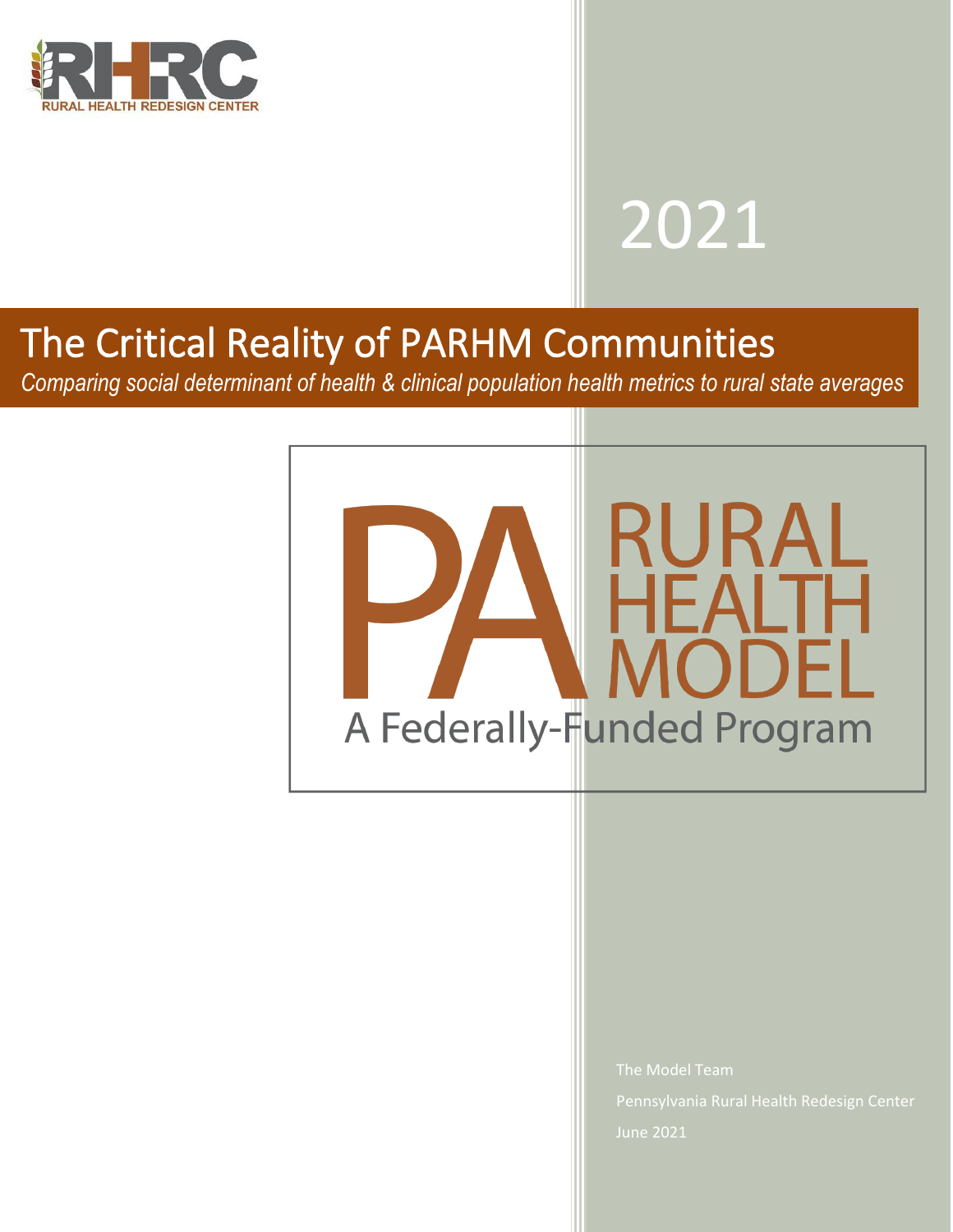RHRC

RURAL HEALTH REDESIGN CENTER

2021

# The Critical Reality of PARHM Communities

*Comparing social determinant of health & clinical population health metrics to rural state averages*

PA RURAL HEALTH MODEL

A Federally-Funded Program

The Model Team

Pennsylvania Rural Health Redesign Center

June 2021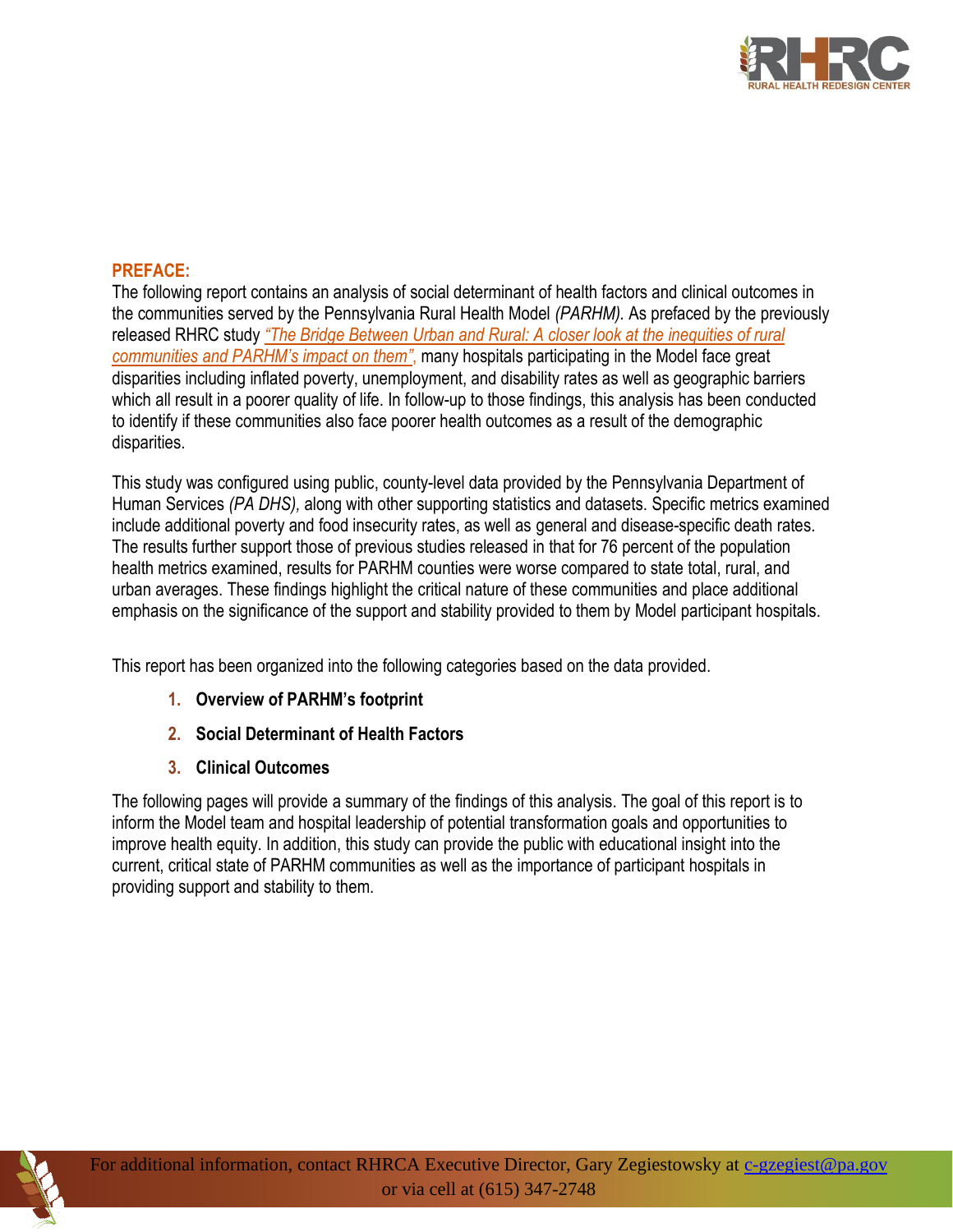## PREFACE:

The following report contains an analysis of social determinant of health factors and clinical outcomes in the communities served by the Pennsylvania Rural Health Model *(PARHM).* As prefaced by the previously released RHRC study *"The Bridge Between Urban and Rural: A closer look at the inequities of rural communities and PARHM's impact on them",* many hospitals participating in the Model face great disparities including inflated poverty, unemployment, and disability rates as well as geographic barriers which all result in a poorer quality of life. In follow-up to those findings, this analysis has been conducted to identify if these communities also face poorer health outcomes as a result of the demographic disparities.

This study was configured using public, county-level data provided by the Pennsylvania Department of Human Services *(PA DHS),* along with other supporting statistics and datasets. Specific metrics examined include additional poverty and food insecurity rates, as well as general and disease-specific death rates. The results further support those of previous studies released in that for 76 percent of the population health metrics examined, results for PARHM counties were worse compared to state total, rural, and urban averages. These findings highlight the critical nature of these communities and place additional emphasis on the significance of the support and stability provided to them by Model participant hospitals.

This report has been organized into the following categories based on the data provided.

1. **Overview of PARHM's footprint**
2. **Social Determinant of Health Factors**
3. **Clinical Outcomes**

The following pages will provide a summary of the findings of this analysis. The goal of this report is to inform the Model team and hospital leadership of potential transformation goals and opportunities to improve health equity. In addition, this study can provide the public with educational insight into the current, critical state of PARHM communities as well as the importance of participant hospitals in providing support and stability to them.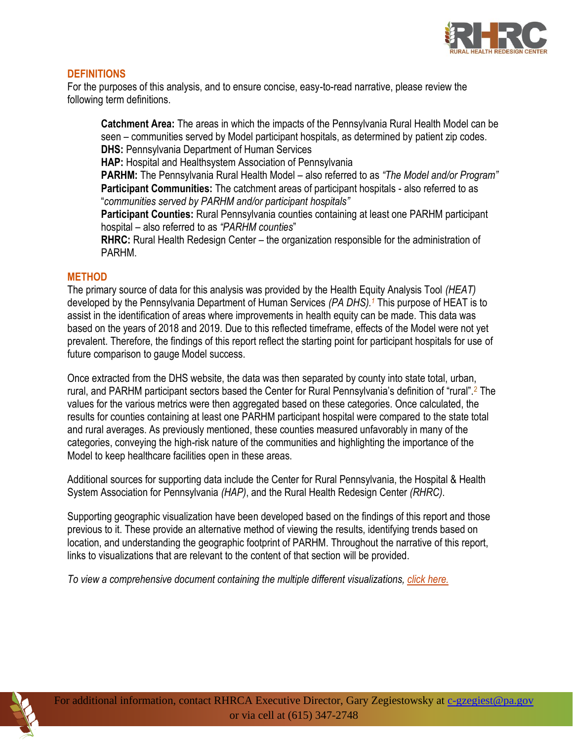## DEFINITIONS

For the purposes of this analysis, and to ensure concise, easy-to-read narrative, please review the following term definitions.

**Catchment Area:** The areas in which the impacts of the Pennsylvania Rural Health Model can be seen – communities served by Model participant hospitals, as determined by patient zip codes.
**DHS:** Pennsylvania Department of Human Services
**HAP:** Hospital and Healthsystem Association of Pennsylvania
**PARHM:** The Pennsylvania Rural Health Model – also referred to as *"The Model and/or Program"*
**Participant Communities:** The catchment areas of participant hospitals - also referred to as "*communities served by PARHM and/or participant hospitals"*
**Participant Counties:** Rural Pennsylvania counties containing at least one PARHM participant hospital – also referred to as *"PARHM counties*"
**RHRC:** Rural Health Redesign Center – the organization responsible for the administration of PARHM.

## METHOD

The primary source of data for this analysis was provided by the Health Equity Analysis Tool *(HEAT)* developed by the Pennsylvania Department of Human Services *(PA DHS).*[1] This purpose of HEAT is to assist in the identification of areas where improvements in health equity can be made. This data was based on the years of 2018 and 2019. Due to this reflected timeframe, effects of the Model were not yet prevalent. Therefore, the findings of this report reflect the starting point for participant hospitals for use of future comparison to gauge Model success.

Once extracted from the DHS website, the data was then separated by county into state total, urban, rural, and PARHM participant sectors based the Center for Rural Pennsylvania's definition of "rural".[2] The values for the various metrics were then aggregated based on these categories. Once calculated, the results for counties containing at least one PARHM participant hospital were compared to the state total and rural averages. As previously mentioned, these counties measured unfavorably in many of the categories, conveying the high-risk nature of the communities and highlighting the importance of the Model to keep healthcare facilities open in these areas.

Additional sources for supporting data include the Center for Rural Pennsylvania, the Hospital & Health System Association for Pennsylvania *(HAP)*, and the Rural Health Redesign Center *(RHRC)*.

Supporting geographic visualization have been developed based on the findings of this report and those previous to it. These provide an alternative method of viewing the results, identifying trends based on location, and understanding the geographic footprint of PARHM. Throughout the narrative of this report, links to visualizations that are relevant to the content of that section will be provided.

*To view a comprehensive document containing the multiple different visualizations, click here.*

For additional information, contact RHRCA Executive Director, Gary Zegiestowsky at c-gzegiest@pa.gov or via cell at (615) 347-2748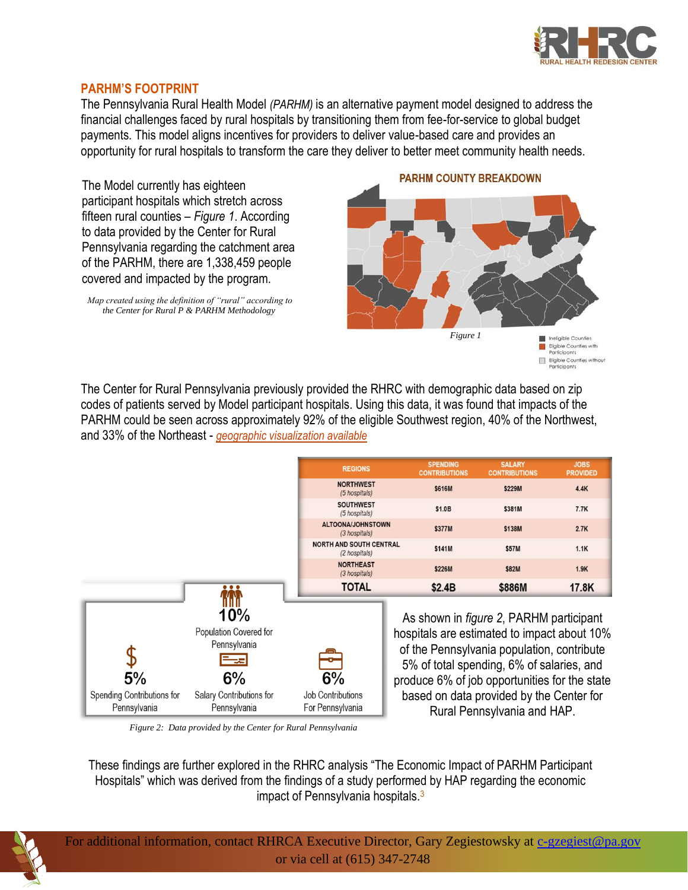## PARHM'S FOOTPRINT

The Pennsylvania Rural Health Model *(PARHM)* is an alternative payment model designed to address the financial challenges faced by rural hospitals by transitioning them from fee-for-service to global budget payments. This model aligns incentives for providers to deliver value-based care and provides an opportunity for rural hospitals to transform the care they deliver to better meet community health needs.

The Model currently has eighteen participant hospitals which stretch across fifteen rural counties – *Figure 1*. According to data provided by the Center for Rural Pennsylvania regarding the catchment area of the PARHM, there are 1,338,459 people covered and impacted by the program.

*Map created using the definition of "rural" according to the Center for Rural P & PARHM Methodology*

**PARHM COUNTY BREAKDOWN**

Ineligible Counties
Eligible Counties with Participants
Eligible Counties without Participants

*Figure 1*

The Center for Rural Pennsylvania previously provided the RHRC with demographic data based on zip codes of patients served by Model participant hospitals. Using this data, it was found that impacts of the PARHM could be seen across approximately 92% of the eligible Southwest region, 40% of the Northwest, and 33% of the Northeast - *geographic visualization available*

| REGIONS | SPENDING CONTRIBUTIONS | SALARY CONTRIBUTIONS | JOBS PROVIDED |
|---|---|---|---|
| NORTHWEST *(5 hospitals)* | $616M | $229M | 4.4K |
| SOUTHWEST *(5 hospitals)* | $1.0B | $381M | 7.7K |
| ALTOONA/JOHNSTOWN *(3 hospitals)* | $377M | $138M | 2.7K |
| NORTH AND SOUTH CENTRAL *(2 hospitals)* | $141M | $57M | 1.1K |
| NORTHEAST *(3 hospitals)* | $226M | $82M | 1.9K |
| **TOTAL** | **$2.4B** | **$886M** | **17.8K** |

**10%** Population Covered for Pennsylvania

**5%** Spending Contributions for Pennsylvania

**6%** Salary Contributions for Pennsylvania

**6%** Job Contributions For Pennsylvania

*Figure 2: Data provided by the Center for Rural Pennsylvania*

As shown in *figure 2*, PARHM participant hospitals are estimated to impact about 10% of the Pennsylvania population, contribute 5% of total spending, 6% of salaries, and produce 6% of job opportunities for the state based on data provided by the Center for Rural Pennsylvania and HAP.

These findings are further explored in the RHRC analysis "The Economic Impact of PARHM Participant Hospitals" which was derived from the findings of a study performed by HAP regarding the economic impact of Pennsylvania hospitals.[3]

For additional information, contact RHRCA Executive Director, Gary Zegiestowsky at c-gzegiest@pa.gov or via cell at (615) 347-2748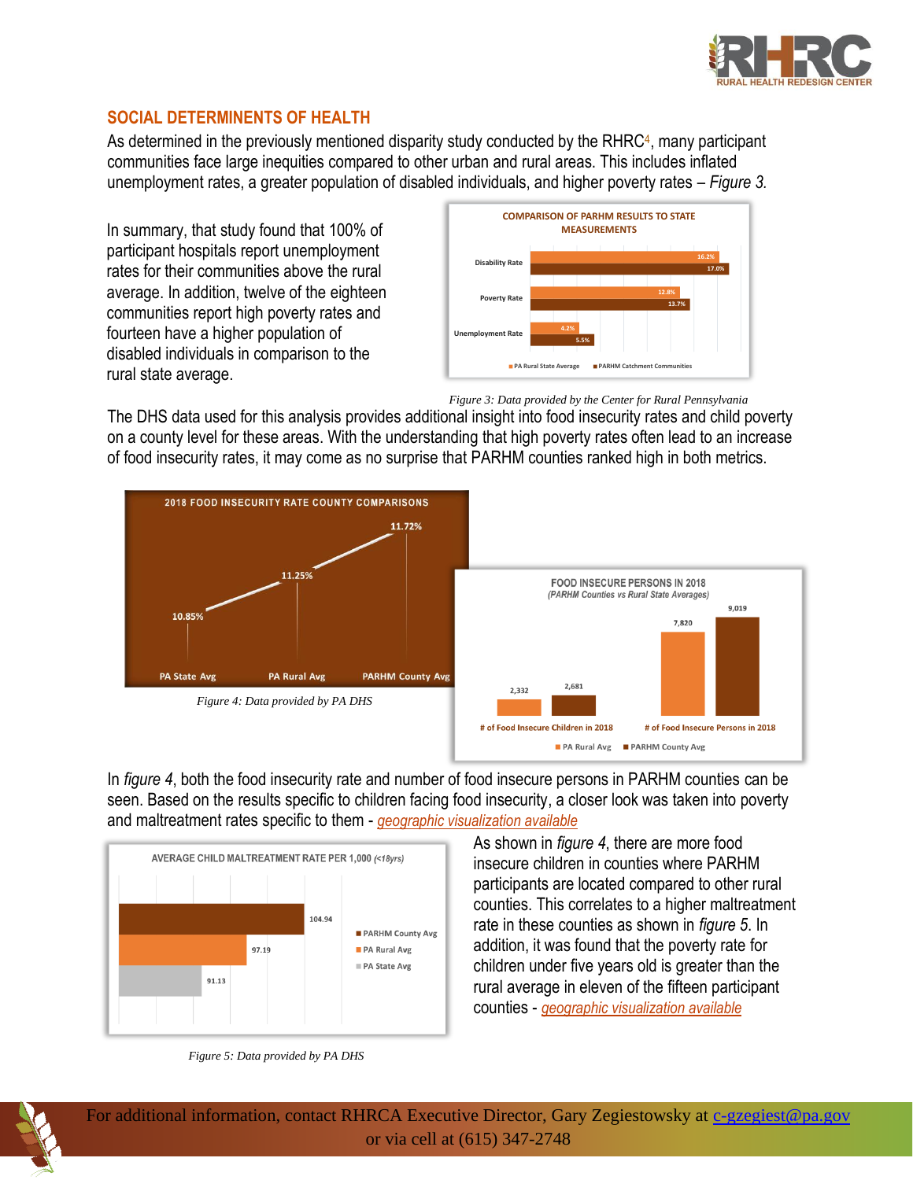## SOCIAL DETERMINENTS OF HEALTH

As determined in the previously mentioned disparity study conducted by the RHRC[4], many participant communities face large inequities compared to other urban and rural areas. This includes inflated unemployment rates, a greater population of disabled individuals, and higher poverty rates – *Figure 3.*

In summary, that study found that 100% of participant hospitals report unemployment rates for their communities above the rural average. In addition, twelve of the eighteen communities report high poverty rates and fourteen have a higher population of disabled individuals in comparison to the rural state average.

**COMPARISON OF PARHM RESULTS TO STATE MEASUREMENTS**

| | PA Rural State Average | PARHM Catchment Communities |
|---|---|---|
| Disability Rate | 16.2% | 17.0% |
| Poverty Rate | 12.8% | 13.7% |
| Unemployment Rate | 4.2% | 5.5% |

*Figure 3: Data provided by the Center for Rural Pennsylvania*

The DHS data used for this analysis provides additional insight into food insecurity rates and child poverty on a county level for these areas. With the understanding that high poverty rates often lead to an increase of food insecurity rates, it may come as no surprise that PARHM counties ranked high in both metrics.

**2018 FOOD INSECURITY RATE COUNTY COMPARISONS**

| PA State Avg | PA Rural Avg | PARHM County Avg |
|---|---|---|
| 10.85% | 11.25% | 11.72% |

*Figure 4: Data provided by PA DHS*

**FOOD INSECURE PERSONS IN 2018**
*(PARHM Counties vs Rural State Averages)*

| | PA Rural Avg | PARHM County Avg |
|---|---|---|
| # of Food Insecure Children in 2018 | 2,332 | 2,681 |
| # of Food Insecure Persons in 2018 | 7,820 | 9,019 |

In *figure 4*, both the food insecurity rate and number of food insecure persons in PARHM counties can be seen. Based on the results specific to children facing food insecurity, a closer look was taken into poverty and maltreatment rates specific to them - geographic visualization available

**AVERAGE CHILD MALTREATMENT RATE PER 1,000** *(<18yrs)*

| | Rate |
|---|---|
| PARHM County Avg | 104.94 |
| PA Rural Avg | 97.19 |
| PA State Avg | 91.13 |

*Figure 5: Data provided by PA DHS*

As shown in *figure 4*, there are more food insecure children in counties where PARHM participants are located compared to other rural counties. This correlates to a higher maltreatment rate in these counties as shown in *figure 5*. In addition, it was found that the poverty rate for children under five years old is greater than the rural average in eleven of the fifteen participant counties - geographic visualization available

For additional information, contact RHRCA Executive Director, Gary Zegiestowsky at c-gzegiest@pa.gov or via cell at (615) 347-2748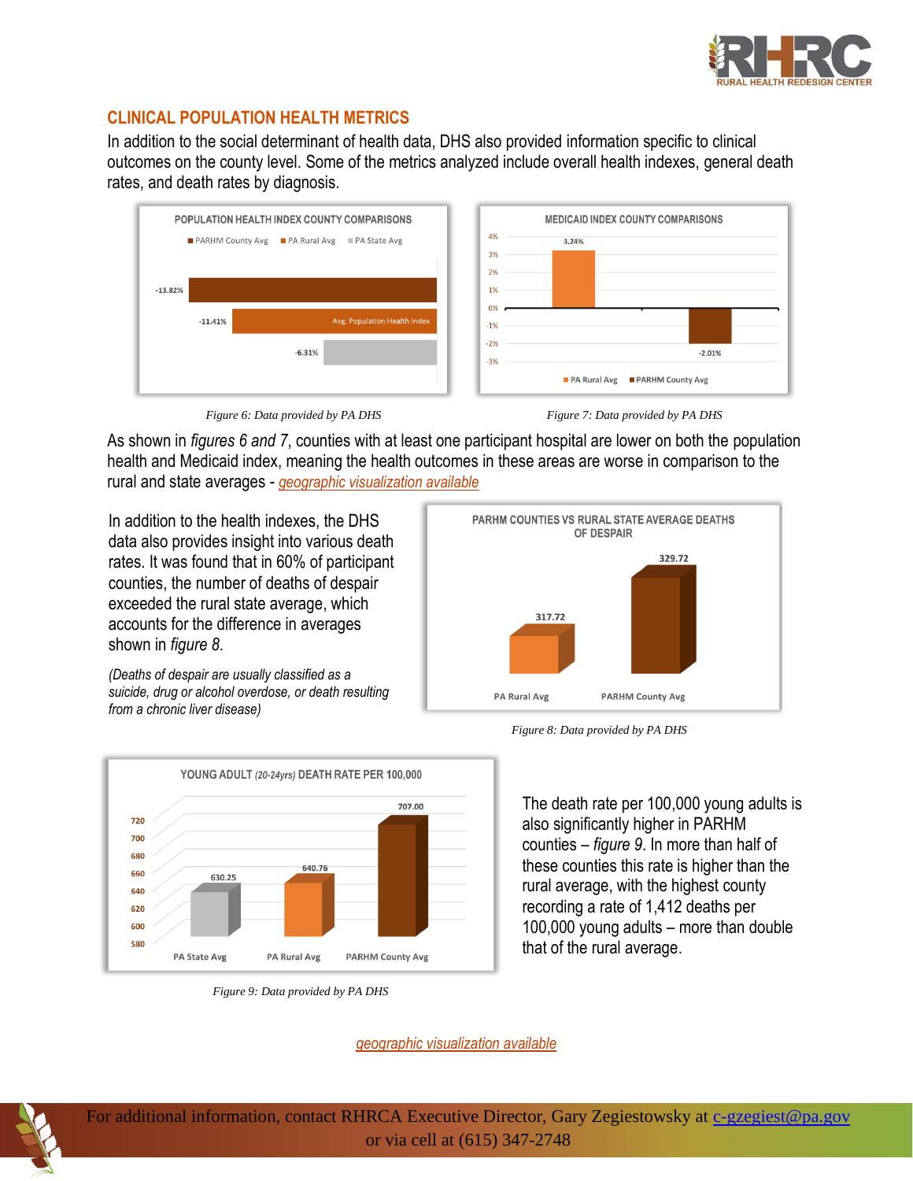## CLINICAL POPULATION HEALTH METRICS

In addition to the social determinant of health data, DHS also provided information specific to clinical outcomes on the county level. Some of the metrics analyzed include overall health indexes, general death rates, and death rates by diagnosis.

*Figure 6: Data provided by PA DHS*

*Figure 7: Data provided by PA DHS*

As shown in *figures 6 and 7*, counties with at least one participant hospital are lower on both the population health and Medicaid index, meaning the health outcomes in these areas are worse in comparison to the rural and state averages - *geographic visualization available*

In addition to the health indexes, the DHS data also provides insight into various death rates. It was found that in 60% of participant counties, the number of deaths of despair exceeded the rural state average, which accounts for the difference in averages shown in *figure 8*.

*(Deaths of despair are usually classified as a suicide, drug or alcohol overdose, or death resulting from a chronic liver disease)*

*Figure 8: Data provided by PA DHS*

*Figure 9: Data provided by PA DHS*

The death rate per 100,000 young adults is also significantly higher in PARHM counties – *figure 9*. In more than half of these counties this rate is higher than the rural average, with the highest county recording a rate of 1,412 deaths per 100,000 young adults – more than double that of the rural average.

*geographic visualization available*

For additional information, contact RHRCA Executive Director, Gary Zegiestowsky at c-gzegiest@pa.gov or via cell at (615) 347-2748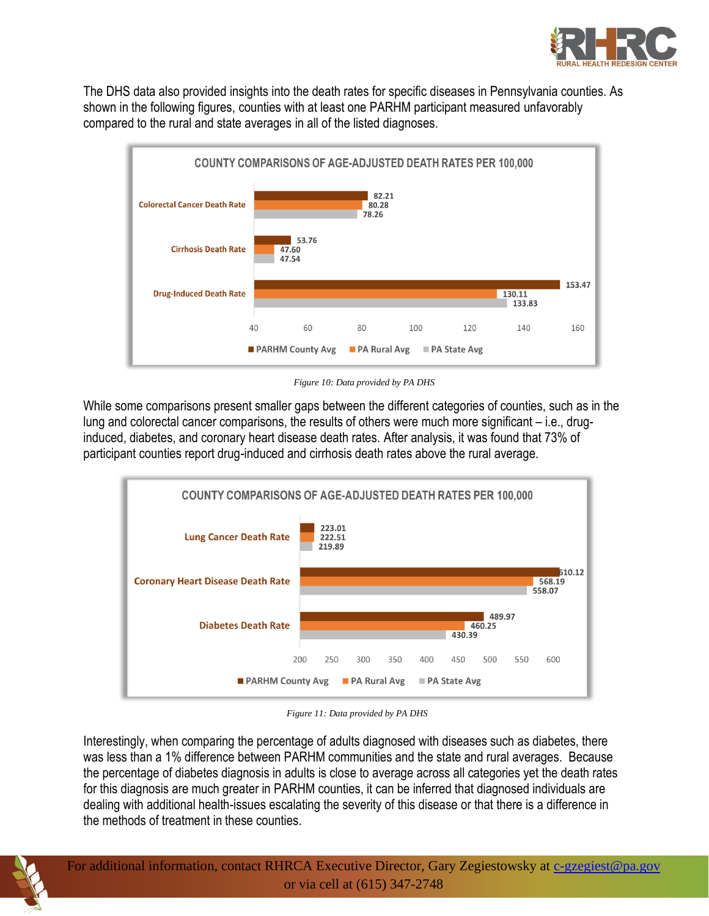The DHS data also provided insights into the death rates for specific diseases in Pennsylvania counties. As shown in the following figures, counties with at least one PARHM participant measured unfavorably compared to the rural and state averages in all of the listed diagnoses.

**COUNTY COMPARISONS OF AGE-ADJUSTED DEATH RATES PER 100,000**

| | PARHM County Avg | PA Rural Avg | PA State Avg |
|---|---|---|---|
| Colorectal Cancer Death Rate | 82.21 | 80.28 | 78.26 |
| Cirrhosis Death Rate | 53.76 | 47.60 | 47.54 |
| Drug-Induced Death Rate | 153.47 | 130.11 | 133.83 |

*Figure 10: Data provided by PA DHS*

While some comparisons present smaller gaps between the different categories of counties, such as in the lung and colorectal cancer comparisons, the results of others were much more significant – i.e., drug-induced, diabetes, and coronary heart disease death rates. After analysis, it was found that 73% of participant counties report drug-induced and cirrhosis death rates above the rural average.

**COUNTY COMPARISONS OF AGE-ADJUSTED DEATH RATES PER 100,000**

| | PARHM County Avg | PA Rural Avg | PA State Avg |
|---|---|---|---|
| Lung Cancer Death Rate | 223.01 | 222.51 | 219.89 |
| Coronary Heart Disease Death Rate | 610.12 | 568.19 | 558.07 |
| Diabetes Death Rate | 489.97 | 460.25 | 430.39 |

*Figure 11: Data provided by PA DHS*

Interestingly, when comparing the percentage of adults diagnosed with diseases such as diabetes, there was less than a 1% difference between PARHM communities and the state and rural averages. Because the percentage of diabetes diagnosis in adults is close to average across all categories yet the death rates for this diagnosis are much greater in PARHM counties, it can be inferred that diagnosed individuals are dealing with additional health-issues escalating the severity of this disease or that there is a difference in the methods of treatment in these counties.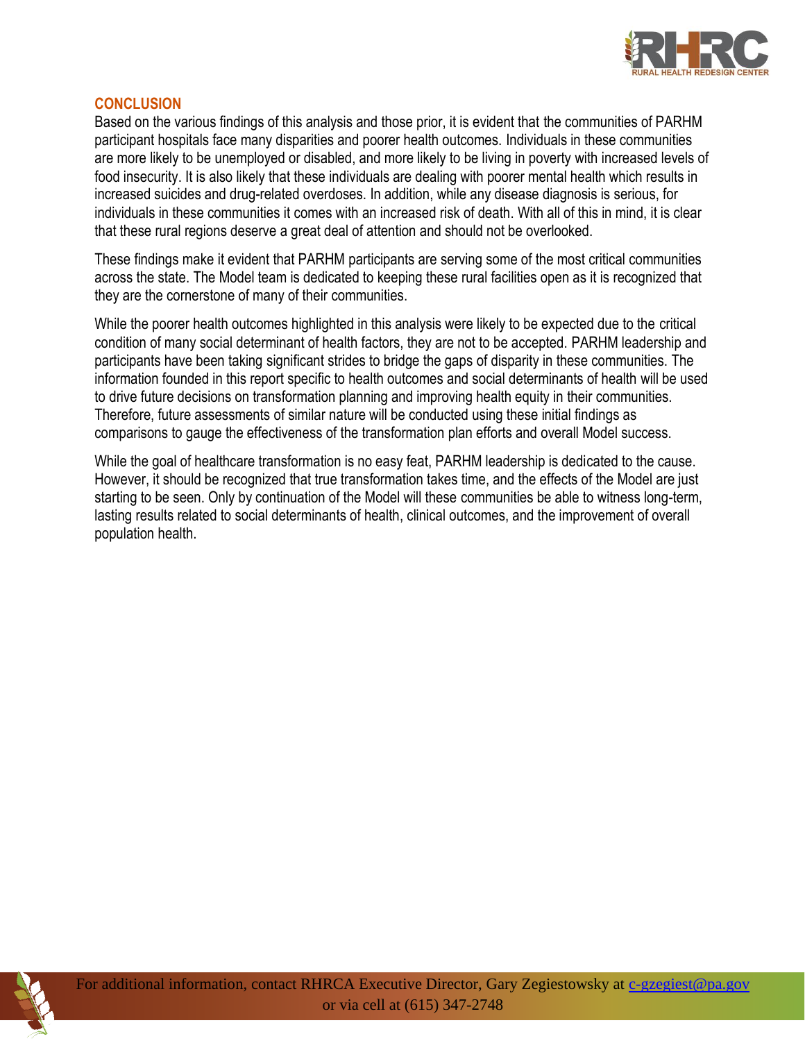## CONCLUSION

Based on the various findings of this analysis and those prior, it is evident that the communities of PARHM participant hospitals face many disparities and poorer health outcomes. Individuals in these communities are more likely to be unemployed or disabled, and more likely to be living in poverty with increased levels of food insecurity. It is also likely that these individuals are dealing with poorer mental health which results in increased suicides and drug-related overdoses. In addition, while any disease diagnosis is serious, for individuals in these communities it comes with an increased risk of death. With all of this in mind, it is clear that these rural regions deserve a great deal of attention and should not be overlooked.

These findings make it evident that PARHM participants are serving some of the most critical communities across the state. The Model team is dedicated to keeping these rural facilities open as it is recognized that they are the cornerstone of many of their communities.

While the poorer health outcomes highlighted in this analysis were likely to be expected due to the critical condition of many social determinant of health factors, they are not to be accepted. PARHM leadership and participants have been taking significant strides to bridge the gaps of disparity in these communities. The information founded in this report specific to health outcomes and social determinants of health will be used to drive future decisions on transformation planning and improving health equity in their communities. Therefore, future assessments of similar nature will be conducted using these initial findings as comparisons to gauge the effectiveness of the transformation plan efforts and overall Model success.

While the goal of healthcare transformation is no easy feat, PARHM leadership is dedicated to the cause. However, it should be recognized that true transformation takes time, and the effects of the Model are just starting to be seen. Only by continuation of the Model will these communities be able to witness long-term, lasting results related to social determinants of health, clinical outcomes, and the improvement of overall population health.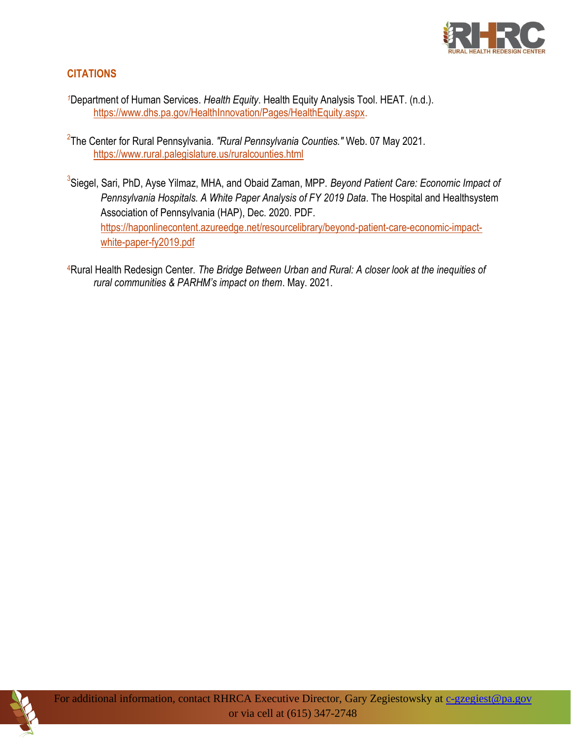## CITATIONS

[1]Department of Human Services. *Health Equity*. Health Equity Analysis Tool. HEAT. (n.d.). https://www.dhs.pa.gov/HealthInnovation/Pages/HealthEquity.aspx.

[2]The Center for Rural Pennsylvania. *"Rural Pennsylvania Counties."* Web. 07 May 2021. https://www.rural.palegislature.us/ruralcounties.html

[3]Siegel, Sari, PhD, Ayse Yilmaz, MHA, and Obaid Zaman, MPP. *Beyond Patient Care: Economic Impact of Pennsylvania Hospitals. A White Paper Analysis of FY 2019 Data*. The Hospital and Healthsystem Association of Pennsylvania (HAP), Dec. 2020. PDF. https://haponlinecontent.azureedge.net/resourcelibrary/beyond-patient-care-economic-impact-white-paper-fy2019.pdf

[4]Rural Health Redesign Center. *The Bridge Between Urban and Rural: A closer look at the inequities of rural communities & PARHM's impact on them*. May. 2021.

For additional information, contact RHRCA Executive Director, Gary Zegiestowsky at c-gzegiest@pa.gov or via cell at (615) 347-2748